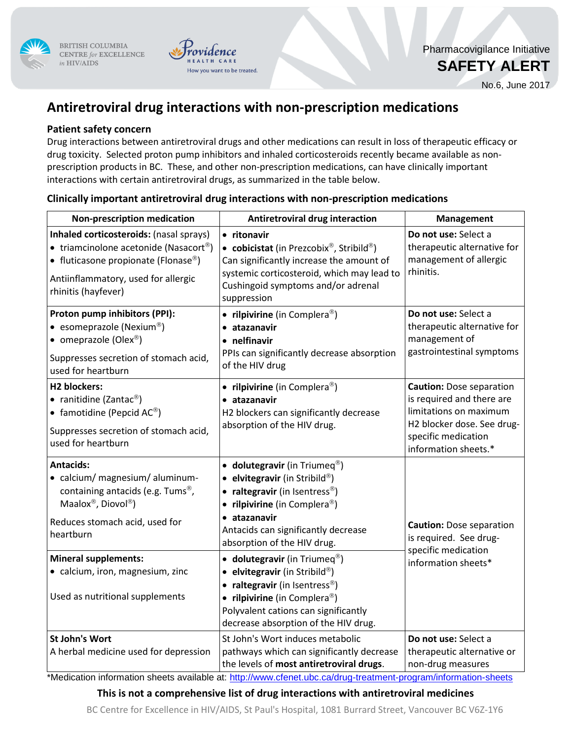BRITISH COLUMBIA CENTRE *for* EXCELLENCE *in* HIV/AIDS

Providence HEALTH CARE — How you want to be treated.

Pharmacovigilance Initiative

**SAFETY ALERT**

No.6, June 2017

# Antiretroviral drug interactions with non-prescription medications

### Patient safety concern

Drug interactions between antiretroviral drugs and other medications can result in loss of therapeutic efficacy or drug toxicity. Selected proton pump inhibitors and inhaled corticosteroids recently became available as non-prescription products in BC. These, and other non-prescription medications, can have clinically important interactions with certain antiretroviral drugs, as summarized in the table below.

### Clinically important antiretroviral drug interactions with non-prescription medications

| Non-prescription medication | Antiretroviral drug interaction | Management |
|---|---|---|
| **Inhaled corticosteroids:** (nasal sprays)<br>• triamcinolone acetonide (Nasacort®)<br>• fluticasone propionate (Flonase®)<br>Antiinflammatory, used for allergic rhinitis (hayfever) | • **ritonavir**<br>• **cobicistat** (in Prezcobix®, Stribild®)<br>Can significantly increase the amount of systemic corticosteroid, which may lead to Cushingoid symptoms and/or adrenal suppression | **Do not use:** Select a therapeutic alternative for management of allergic rhinitis. |
| **Proton pump inhibitors (PPI):**<br>• esomeprazole (Nexium®)<br>• omeprazole (Olex®)<br>Suppresses secretion of stomach acid, used for heartburn | • **rilpivirine** (in Complera®)<br>• **atazanavir**<br>• **nelfinavir**<br>PPIs can significantly decrease absorption of the HIV drug | **Do not use:** Select a therapeutic alternative for management of gastrointestinal symptoms |
| **H2 blockers:**<br>• ranitidine (Zantac®)<br>• famotidine (Pepcid AC®)<br>Suppresses secretion of stomach acid, used for heartburn | • **rilpivirine** (in Complera®)<br>• **atazanavir**<br>H2 blockers can significantly decrease absorption of the HIV drug. | **Caution:** Dose separation is required and there are limitations on maximum H2 blocker dose. See drug-specific medication information sheets.* |
| **Antacids:**<br>• calcium/ magnesium/ aluminum-containing antacids (e.g. Tums®, Maalox®, Diovol®)<br>Reduces stomach acid, used for heartburn | • **dolutegravir** (in Triumeq®)<br>• **elvitegravir** (in Stribild®)<br>• **raltegravir** (in Isentress®)<br>• **rilpivirine** (in Complera®)<br>• **atazanavir**<br>Antacids can significantly decrease absorption of the HIV drug. | **Caution:** Dose separation is required. See drug-specific medication information sheets* |
| **Mineral supplements:**<br>• calcium, iron, magnesium, zinc<br>Used as nutritional supplements | • **dolutegravir** (in Triumeq®)<br>• **elvitegravir** (in Stribild®)<br>• **raltegravir** (in Isentress®)<br>• **rilpivirine** (in Complera®)<br>Polyvalent cations can significantly decrease absorption of the HIV drug. | |
| **St John's Wort**<br>A herbal medicine used for depression | St John's Wort induces metabolic pathways which can significantly decrease the levels of **most antiretroviral drugs**. | **Do not use:** Select a therapeutic alternative or non-drug measures |

*Medication information sheets available at: http://www.cfenet.ubc.ca/drug-treatment-program/information-sheets

**This is not a comprehensive list of drug interactions with antiretroviral medicines**

BC Centre for Excellence in HIV/AIDS, St Paul's Hospital, 1081 Burrard Street, Vancouver BC V6Z-1Y6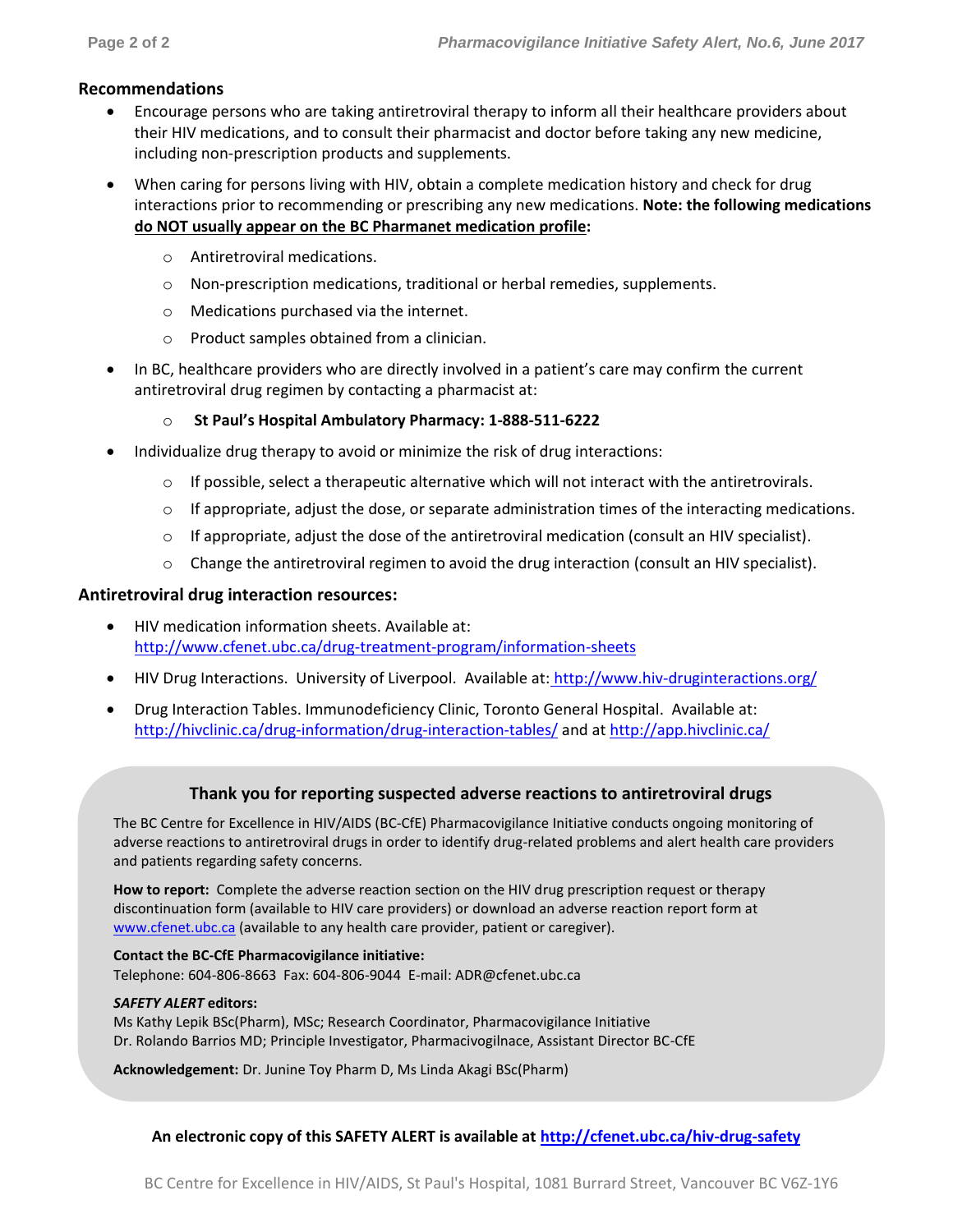## Recommendations

- Encourage persons who are taking antiretroviral therapy to inform all their healthcare providers about their HIV medications, and to consult their pharmacist and doctor before taking any new medicine, including non-prescription products and supplements.
- When caring for persons living with HIV, obtain a complete medication history and check for drug interactions prior to recommending or prescribing any new medications. **Note: the following medications <u>do NOT usually appear on the BC Pharmanet medication profile</u>:**
  - Antiretroviral medications.
  - Non-prescription medications, traditional or herbal remedies, supplements.
  - Medications purchased via the internet.
  - Product samples obtained from a clinician.
- In BC, healthcare providers who are directly involved in a patient's care may confirm the current antiretroviral drug regimen by contacting a pharmacist at:
  - **St Paul's Hospital Ambulatory Pharmacy: 1-888-511-6222**
- Individualize drug therapy to avoid or minimize the risk of drug interactions:
  - If possible, select a therapeutic alternative which will not interact with the antiretrovirals.
  - If appropriate, adjust the dose, or separate administration times of the interacting medications.
  - If appropriate, adjust the dose of the antiretroviral medication (consult an HIV specialist).
  - Change the antiretroviral regimen to avoid the drug interaction (consult an HIV specialist).

## Antiretroviral drug interaction resources:

- HIV medication information sheets. Available at: http://www.cfenet.ubc.ca/drug-treatment-program/information-sheets
- HIV Drug Interactions. University of Liverpool. Available at: http://www.hiv-druginteractions.org/
- Drug Interaction Tables. Immunodeficiency Clinic, Toronto General Hospital. Available at: http://hivclinic.ca/drug-information/drug-interaction-tables/ and at http://app.hivclinic.ca/

### Thank you for reporting suspected adverse reactions to antiretroviral drugs

The BC Centre for Excellence in HIV/AIDS (BC-CfE) Pharmacovigilance Initiative conducts ongoing monitoring of adverse reactions to antiretroviral drugs in order to identify drug-related problems and alert health care providers and patients regarding safety concerns.

**How to report:** Complete the adverse reaction section on the HIV drug prescription request or therapy discontinuation form (available to HIV care providers) or download an adverse reaction report form at www.cfenet.ubc.ca (available to any health care provider, patient or caregiver).

**Contact the BC-CfE Pharmacovigilance initiative:**
Telephone: 604-806-8663 Fax: 604-806-9044 E-mail: ADR@cfenet.ubc.ca

***SAFETY ALERT* editors:**
Ms Kathy Lepik BSc(Pharm), MSc; Research Coordinator, Pharmacovigilance Initiative
Dr. Rolando Barrios MD; Principle Investigator, Pharmacivogilnace, Assistant Director BC-CfE

**Acknowledgement:** Dr. Junine Toy Pharm D, Ms Linda Akagi BSc(Pharm)

**An electronic copy of this SAFETY ALERT is available at http://cfenet.ubc.ca/hiv-drug-safety**

BC Centre for Excellence in HIV/AIDS, St Paul's Hospital, 1081 Burrard Street, Vancouver BC V6Z-1Y6